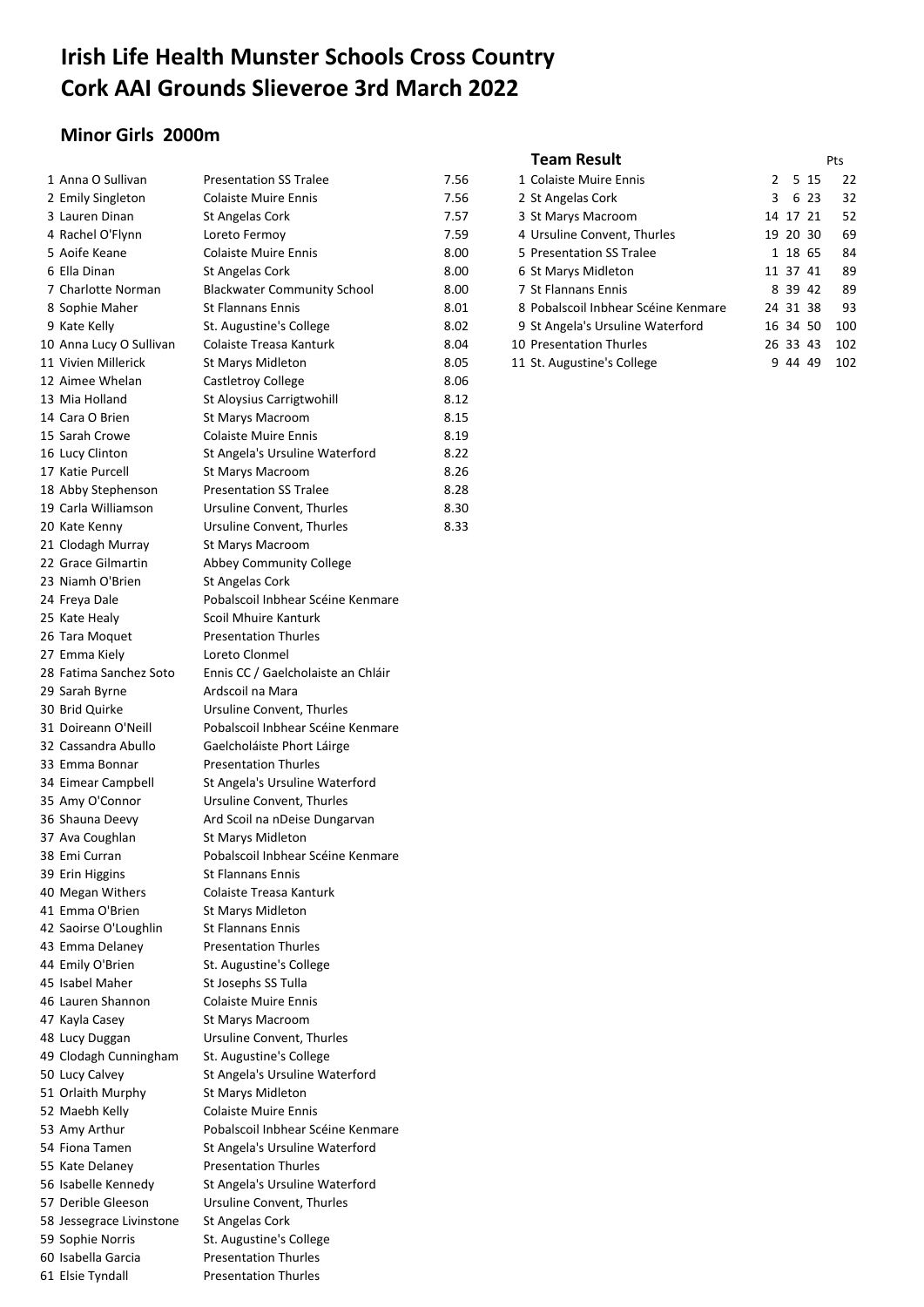# Irish Life Health Munster Schools Cross Country
# Cork AAI Grounds Slieveroe 3rd March 2022

## Minor Girls 2000m

| Pos | Name | School | Time |
|---|---|---|---|
| 1 | Anna O Sullivan | Presentation SS Tralee | 7.56 |
| 2 | Emily Singleton | Colaiste Muire Ennis | 7.56 |
| 3 | Lauren Dinan | St Angelas Cork | 7.57 |
| 4 | Rachel O'Flynn | Loreto Fermoy | 7.59 |
| 5 | Aoife Keane | Colaiste Muire Ennis | 8.00 |
| 6 | Ella Dinan | St Angelas Cork | 8.00 |
| 7 | Charlotte Norman | Blackwater Community School | 8.00 |
| 8 | Sophie Maher | St Flannans Ennis | 8.01 |
| 9 | Kate Kelly | St. Augustine's College | 8.02 |
| 10 | Anna Lucy O Sullivan | Colaiste Treasa Kanturk | 8.04 |
| 11 | Vivien Millerick | St Marys Midleton | 8.05 |
| 12 | Aimee Whelan | Castletroy College | 8.06 |
| 13 | Mia Holland | St Aloysius Carrigtwohill | 8.12 |
| 14 | Cara O Brien | St Marys Macroom | 8.15 |
| 15 | Sarah Crowe | Colaiste Muire Ennis | 8.19 |
| 16 | Lucy Clinton | St Angela's Ursuline Waterford | 8.22 |
| 17 | Katie Purcell | St Marys Macroom | 8.26 |
| 18 | Abby Stephenson | Presentation SS Tralee | 8.28 |
| 19 | Carla Williamson | Ursuline Convent, Thurles | 8.30 |
| 20 | Kate Kenny | Ursuline Convent, Thurles | 8.33 |
| 21 | Clodagh Murray | St Marys Macroom | |
| 22 | Grace Gilmartin | Abbey Community College | |
| 23 | Niamh O'Brien | St Angelas Cork | |
| 24 | Freya Dale | Pobalscoil Inbhear Scéine Kenmare | |
| 25 | Kate Healy | Scoil Mhuire Kanturk | |
| 26 | Tara Moquet | Presentation Thurles | |
| 27 | Emma Kiely | Loreto Clonmel | |
| 28 | Fatima Sanchez Soto | Ennis CC / Gaelcholaiste an Chláir | |
| 29 | Sarah Byrne | Ardscoil na Mara | |
| 30 | Brid Quirke | Ursuline Convent, Thurles | |
| 31 | Doireann O'Neill | Pobalscoil Inbhear Scéine Kenmare | |
| 32 | Cassandra Abullo | Gaelcholáiste Phort Láirge | |
| 33 | Emma Bonnar | Presentation Thurles | |
| 34 | Eimear Campbell | St Angela's Ursuline Waterford | |
| 35 | Amy O'Connor | Ursuline Convent, Thurles | |
| 36 | Shauna Deevy | Ard Scoil na nDeise Dungarvan | |
| 37 | Ava Coughlan | St Marys Midleton | |
| 38 | Emi Curran | Pobalscoil Inbhear Scéine Kenmare | |
| 39 | Erin Higgins | St Flannans Ennis | |
| 40 | Megan Withers | Colaiste Treasa Kanturk | |
| 41 | Emma O'Brien | St Marys Midleton | |
| 42 | Saoirse O'Loughlin | St Flannans Ennis | |
| 43 | Emma Delaney | Presentation Thurles | |
| 44 | Emily O'Brien | St. Augustine's College | |
| 45 | Isabel Maher | St Josephs SS Tulla | |
| 46 | Lauren Shannon | Colaiste Muire Ennis | |
| 47 | Kayla Casey | St Marys Macroom | |
| 48 | Lucy Duggan | Ursuline Convent, Thurles | |
| 49 | Clodagh Cunningham | St. Augustine's College | |
| 50 | Lucy Calvey | St Angela's Ursuline Waterford | |
| 51 | Orlaith Murphy | St Marys Midleton | |
| 52 | Maebh Kelly | Colaiste Muire Ennis | |
| 53 | Amy Arthur | Pobalscoil Inbhear Scéine Kenmare | |
| 54 | Fiona Tamen | St Angela's Ursuline Waterford | |
| 55 | Kate Delaney | Presentation Thurles | |
| 56 | Isabelle Kennedy | St Angela's Ursuline Waterford | |
| 57 | Derible Gleeson | Ursuline Convent, Thurles | |
| 58 | Jessegrace Livinstone | St Angelas Cork | |
| 59 | Sophie Norris | St. Augustine's College | |
| 60 | Isabella Garcia | Presentation Thurles | |
| 61 | Elsie Tyndall | Presentation Thurles | |

### Team Result

| Pos | Team | | | | Pts |
|---|---|---|---|---|---|
| 1 | Colaiste Muire Ennis | 2 | 5 | 15 | 22 |
| 2 | St Angelas Cork | 3 | 6 | 23 | 32 |
| 3 | St Marys Macroom | 14 | 17 | 21 | 52 |
| 4 | Ursuline Convent, Thurles | 19 | 20 | 30 | 69 |
| 5 | Presentation SS Tralee | 1 | 18 | 65 | 84 |
| 6 | St Marys Midleton | 11 | 37 | 41 | 89 |
| 7 | St Flannans Ennis | 8 | 39 | 42 | 89 |
| 8 | Pobalscoil Inbhear Scéine Kenmare | 24 | 31 | 38 | 93 |
| 9 | St Angela's Ursuline Waterford | 16 | 34 | 50 | 100 |
| 10 | Presentation Thurles | 26 | 33 | 43 | 102 |
| 11 | St. Augustine's College | 9 | 44 | 49 | 102 |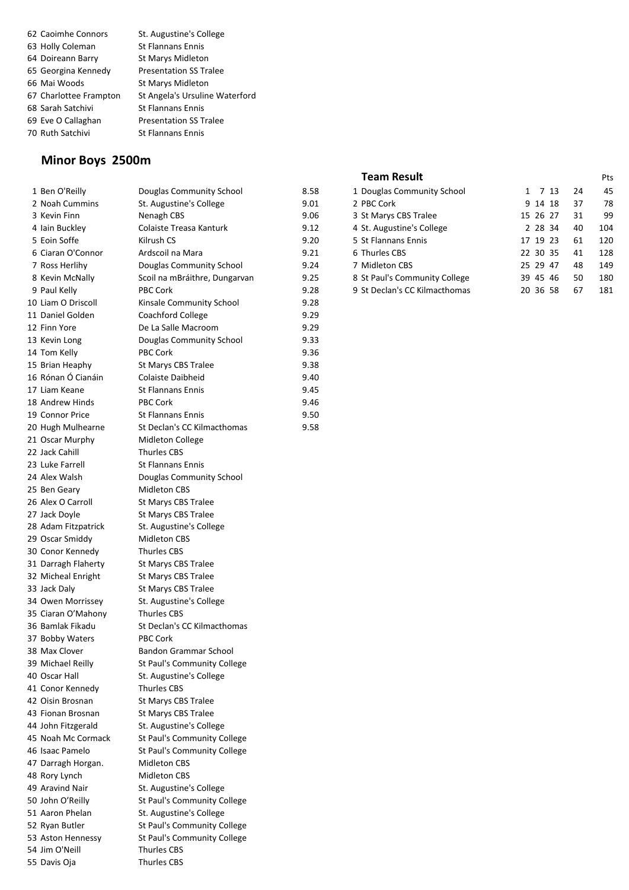| | | |
|---|---|---|
| 62 | Caoimhe Connors | St. Augustine's College |
| 63 | Holly Coleman | St Flannans Ennis |
| 64 | Doireann Barry | St Marys Midleton |
| 65 | Georgina Kennedy | Presentation SS Tralee |
| 66 | Mai Woods | St Marys Midleton |
| 67 | Charlottee Frampton | St Angela's Ursuline Waterford |
| 68 | Sarah Satchivi | St Flannans Ennis |
| 69 | Eve O Callaghan | Presentation SS Tralee |
| 70 | Ruth Satchivi | St Flannans Ennis |

## Minor Boys 2500m

| | | | |
|---|---|---|---|
| 1 | Ben O'Reilly | Douglas Community School | 8.58 |
| 2 | Noah Cummins | St. Augustine's College | 9.01 |
| 3 | Kevin Finn | Nenagh CBS | 9.06 |
| 4 | Iain Buckley | Colaiste Treasa Kanturk | 9.12 |
| 5 | Eoin Soffe | Kilrush CS | 9.20 |
| 6 | Ciaran O'Connor | Ardscoil na Mara | 9.21 |
| 7 | Ross Herlihy | Douglas Community School | 9.24 |
| 8 | Kevin McNally | Scoil na mBráithre, Dungarvan | 9.25 |
| 9 | Paul Kelly | PBC Cork | 9.28 |
| 10 | Liam O Driscoll | Kinsale Community School | 9.28 |
| 11 | Daniel Golden | Coachford College | 9.29 |
| 12 | Finn Yore | De La Salle Macroom | 9.29 |
| 13 | Kevin Long | Douglas Community School | 9.33 |
| 14 | Tom Kelly | PBC Cork | 9.36 |
| 15 | Brian Heaphy | St Marys CBS Tralee | 9.38 |
| 16 | Rónan Ó Cianáin | Colaiste Daibheid | 9.40 |
| 17 | Liam Keane | St Flannans Ennis | 9.45 |
| 18 | Andrew Hinds | PBC Cork | 9.46 |
| 19 | Connor Price | St Flannans Ennis | 9.50 |
| 20 | Hugh Mulhearne | St Declan's CC Kilmacthomas | 9.58 |
| 21 | Oscar Murphy | Midleton College | |
| 22 | Jack Cahill | Thurles CBS | |
| 23 | Luke Farrell | St Flannans Ennis | |
| 24 | Alex Walsh | Douglas Community School | |
| 25 | Ben Geary | Midleton CBS | |
| 26 | Alex O Carroll | St Marys CBS Tralee | |
| 27 | Jack Doyle | St Marys CBS Tralee | |
| 28 | Adam Fitzpatrick | St. Augustine's College | |
| 29 | Oscar Smiddy | Midleton CBS | |
| 30 | Conor Kennedy | Thurles CBS | |
| 31 | Darragh Flaherty | St Marys CBS Tralee | |
| 32 | Micheal Enright | St Marys CBS Tralee | |
| 33 | Jack Daly | St Marys CBS Tralee | |
| 34 | Owen Morrissey | St. Augustine's College | |
| 35 | Ciaran O'Mahony | Thurles CBS | |
| 36 | Bamlak Fikadu | St Declan's CC Kilmacthomas | |
| 37 | Bobby Waters | PBC Cork | |
| 38 | Max Clover | Bandon Grammar School | |
| 39 | Michael Reilly | St Paul's Community College | |
| 40 | Oscar Hall | St. Augustine's College | |
| 41 | Conor Kennedy | Thurles CBS | |
| 42 | Oisin Brosnan | St Marys CBS Tralee | |
| 43 | Fionan Brosnan | St Marys CBS Tralee | |
| 44 | John Fitzgerald | St. Augustine's College | |
| 45 | Noah Mc Cormack | St Paul's Community College | |
| 46 | Isaac Pamelo | St Paul's Community College | |
| 47 | Darragh Horgan. | Midleton CBS | |
| 48 | Rory Lynch | Midleton CBS | |
| 49 | Aravind Nair | St. Augustine's College | |
| 50 | John O'Reilly | St Paul's Community College | |
| 51 | Aaron Phelan | St. Augustine's College | |
| 52 | Ryan Butler | St Paul's Community College | |
| 53 | Aston Hennessy | St Paul's Community College | |
| 54 | Jim O'Neill | Thurles CBS | |
| 55 | Davis Oja | Thurles CBS | |

### Team Result

| | Team | | | | | Pts |
|---|---|---|---|---|---|---|
| 1 | Douglas Community School | 1 | 7 | 13 | 24 | 45 |
| 2 | PBC Cork | 9 | 14 | 18 | 37 | 78 |
| 3 | St Marys CBS Tralee | 15 | 26 | 27 | 31 | 99 |
| 4 | St. Augustine's College | 2 | 28 | 34 | 40 | 104 |
| 5 | St Flannans Ennis | 17 | 19 | 23 | 61 | 120 |
| 6 | Thurles CBS | 22 | 30 | 35 | 41 | 128 |
| 7 | Midleton CBS | 25 | 29 | 47 | 48 | 149 |
| 8 | St Paul's Community College | 39 | 45 | 46 | 50 | 180 |
| 9 | St Declan's CC Kilmacthomas | 20 | 36 | 58 | 67 | 181 |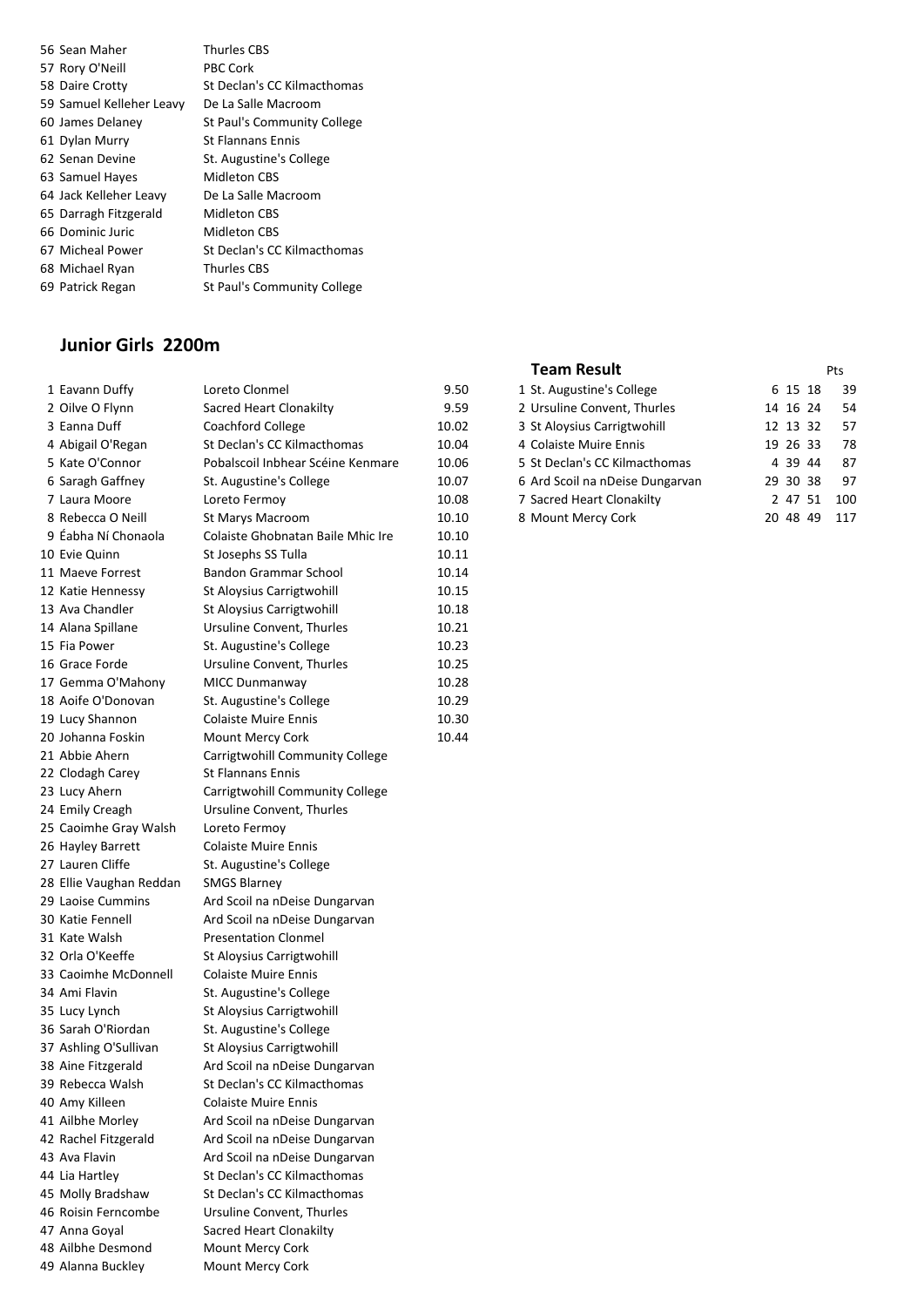| | | |
|---|---|---|
| 56 | Sean Maher | Thurles CBS |
| 57 | Rory O'Neill | PBC Cork |
| 58 | Daire Crotty | St Declan's CC Kilmacthomas |
| 59 | Samuel Kelleher Leavy | De La Salle Macroom |
| 60 | James Delaney | St Paul's Community College |
| 61 | Dylan Murry | St Flannans Ennis |
| 62 | Senan Devine | St. Augustine's College |
| 63 | Samuel Hayes | Midleton CBS |
| 64 | Jack Kelleher Leavy | De La Salle Macroom |
| 65 | Darragh Fitzgerald | Midleton CBS |
| 66 | Dominic Juric | Midleton CBS |
| 67 | Micheal Power | St Declan's CC Kilmacthomas |
| 68 | Michael Ryan | Thurles CBS |
| 69 | Patrick Regan | St Paul's Community College |

## Junior Girls 2200m

| | | | |
|---|---|---|---|
| 1 | Eavann Duffy | Loreto Clonmel | 9.50 |
| 2 | Oilve O Flynn | Sacred Heart Clonakilty | 9.59 |
| 3 | Eanna Duff | Coachford College | 10.02 |
| 4 | Abigail O'Regan | St Declan's CC Kilmacthomas | 10.04 |
| 5 | Kate O'Connor | Pobalscoil Inbhear Scéine Kenmare | 10.06 |
| 6 | Saragh Gaffney | St. Augustine's College | 10.07 |
| 7 | Laura Moore | Loreto Fermoy | 10.08 |
| 8 | Rebecca O Neill | St Marys Macroom | 10.10 |
| 9 | Éabha Ní Chonaola | Colaiste Ghobnatan Baile Mhic Ire | 10.10 |
| 10 | Evie Quinn | St Josephs SS Tulla | 10.11 |
| 11 | Maeve Forrest | Bandon Grammar School | 10.14 |
| 12 | Katie Hennessy | St Aloysius Carrigtwohill | 10.15 |
| 13 | Ava Chandler | St Aloysius Carrigtwohill | 10.18 |
| 14 | Alana Spillane | Ursuline Convent, Thurles | 10.21 |
| 15 | Fia Power | St. Augustine's College | 10.23 |
| 16 | Grace Forde | Ursuline Convent, Thurles | 10.25 |
| 17 | Gemma O'Mahony | MICC Dunmanway | 10.28 |
| 18 | Aoife O'Donovan | St. Augustine's College | 10.29 |
| 19 | Lucy Shannon | Colaiste Muire Ennis | 10.30 |
| 20 | Johanna Foskin | Mount Mercy Cork | 10.44 |
| 21 | Abbie Ahern | Carrigtwohill Community College | |
| 22 | Clodagh Carey | St Flannans Ennis | |
| 23 | Lucy Ahern | Carrigtwohill Community College | |
| 24 | Emily Creagh | Ursuline Convent, Thurles | |
| 25 | Caoimhe Gray Walsh | Loreto Fermoy | |
| 26 | Hayley Barrett | Colaiste Muire Ennis | |
| 27 | Lauren Cliffe | St. Augustine's College | |
| 28 | Ellie Vaughan Reddan | SMGS Blarney | |
| 29 | Laoise Cummins | Ard Scoil na nDeise Dungarvan | |
| 30 | Katie Fennell | Ard Scoil na nDeise Dungarvan | |
| 31 | Kate Walsh | Presentation Clonmel | |
| 32 | Orla O'Keeffe | St Aloysius Carrigtwohill | |
| 33 | Caoimhe McDonnell | Colaiste Muire Ennis | |
| 34 | Ami Flavin | St. Augustine's College | |
| 35 | Lucy Lynch | St Aloysius Carrigtwohill | |
| 36 | Sarah O'Riordan | St. Augustine's College | |
| 37 | Ashling O'Sullivan | St Aloysius Carrigtwohill | |
| 38 | Aine Fitzgerald | Ard Scoil na nDeise Dungarvan | |
| 39 | Rebecca Walsh | St Declan's CC Kilmacthomas | |
| 40 | Amy Killeen | Colaiste Muire Ennis | |
| 41 | Ailbhe Morley | Ard Scoil na nDeise Dungarvan | |
| 42 | Rachel Fitzgerald | Ard Scoil na nDeise Dungarvan | |
| 43 | Ava Flavin | Ard Scoil na nDeise Dungarvan | |
| 44 | Lia Hartley | St Declan's CC Kilmacthomas | |
| 45 | Molly Bradshaw | St Declan's CC Kilmacthomas | |
| 46 | Roisin Ferncombe | Ursuline Convent, Thurles | |
| 47 | Anna Goyal | Sacred Heart Clonakilty | |
| 48 | Ailbhe Desmond | Mount Mercy Cork | |
| 49 | Alanna Buckley | Mount Mercy Cork | |

### Team Result

| | | | | | Pts |
|---|---|---|---|---|---|
| 1 | St. Augustine's College | 6 | 15 | 18 | 39 |
| 2 | Ursuline Convent, Thurles | 14 | 16 | 24 | 54 |
| 3 | St Aloysius Carrigtwohill | 12 | 13 | 32 | 57 |
| 4 | Colaiste Muire Ennis | 19 | 26 | 33 | 78 |
| 5 | St Declan's CC Kilmacthomas | 4 | 39 | 44 | 87 |
| 6 | Ard Scoil na nDeise Dungarvan | 29 | 30 | 38 | 97 |
| 7 | Sacred Heart Clonakilty | 2 | 47 | 51 | 100 |
| 8 | Mount Mercy Cork | 20 | 48 | 49 | 117 |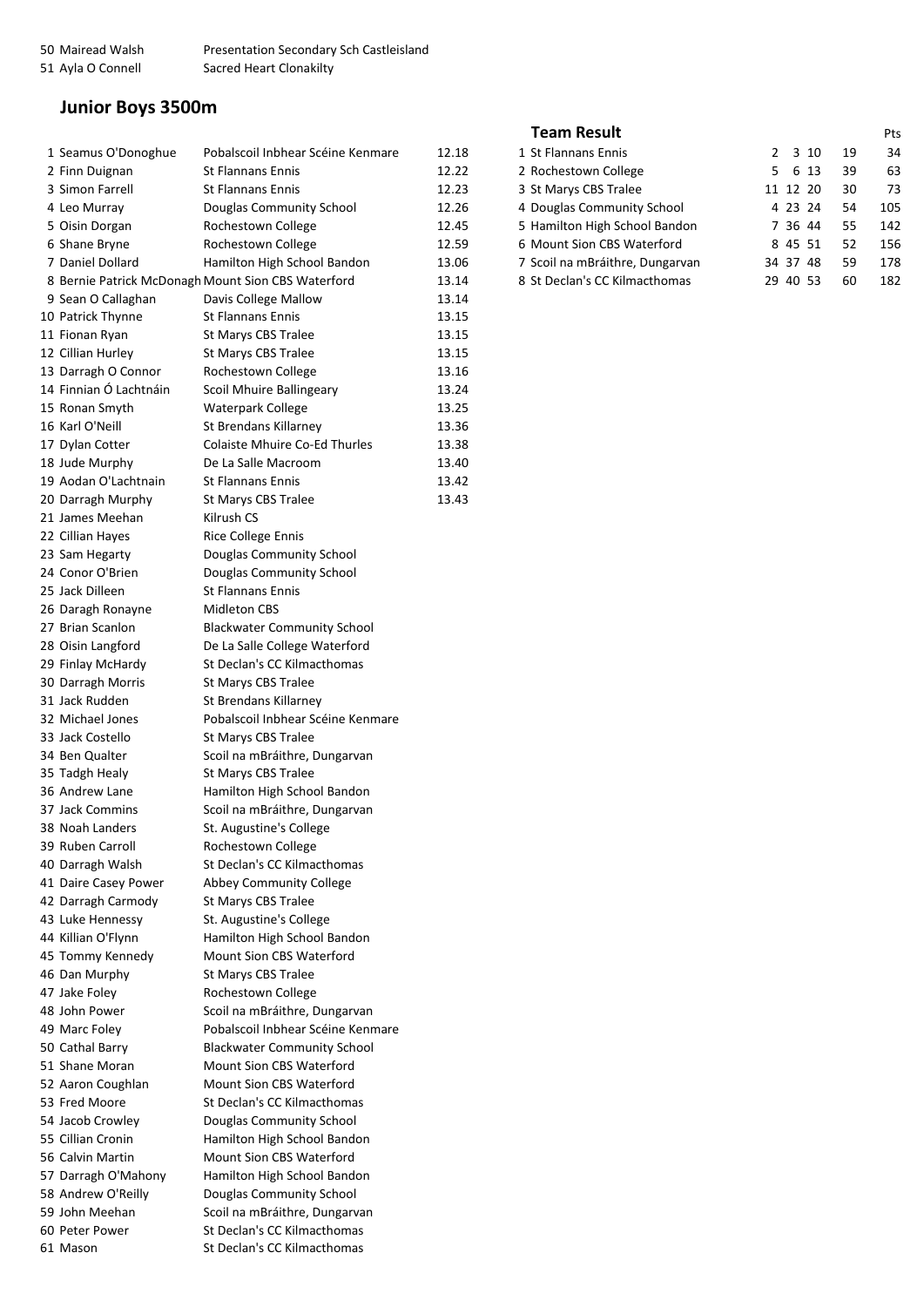| | | |
|---|---|---|
| 50 | Mairead Walsh | Presentation Secondary Sch Castleisland |
| 51 | Ayla O Connell | Sacred Heart Clonakilty |

## Junior Boys 3500m

| Pos | Name | School | Time |
|---|---|---|---|
| 1 | Seamus O'Donoghue | Pobalscoil Inbhear Scéine Kenmare | 12.18 |
| 2 | Finn Duignan | St Flannans Ennis | 12.22 |
| 3 | Simon Farrell | St Flannans Ennis | 12.23 |
| 4 | Leo Murray | Douglas Community School | 12.26 |
| 5 | Oisin Dorgan | Rochestown College | 12.45 |
| 6 | Shane Bryne | Rochestown College | 12.59 |
| 7 | Daniel Dollard | Hamilton High School Bandon | 13.06 |
| 8 | Bernie Patrick McDonagh | Mount Sion CBS Waterford | 13.14 |
| 9 | Sean O Callaghan | Davis College Mallow | 13.14 |
| 10 | Patrick Thynne | St Flannans Ennis | 13.15 |
| 11 | Fionan Ryan | St Marys CBS Tralee | 13.15 |
| 12 | Cillian Hurley | St Marys CBS Tralee | 13.15 |
| 13 | Darragh O Connor | Rochestown College | 13.16 |
| 14 | Finnian Ó Lachtnáin | Scoil Mhuire Ballingeary | 13.24 |
| 15 | Ronan Smyth | Waterpark College | 13.25 |
| 16 | Karl O'Neill | St Brendans Killarney | 13.36 |
| 17 | Dylan Cotter | Colaiste Mhuire Co-Ed Thurles | 13.38 |
| 18 | Jude Murphy | De La Salle Macroom | 13.40 |
| 19 | Aodan O'Lachtnain | St Flannans Ennis | 13.42 |
| 20 | Darragh Murphy | St Marys CBS Tralee | 13.43 |
| 21 | James Meehan | Kilrush CS | |
| 22 | Cillian Hayes | Rice College Ennis | |
| 23 | Sam Hegarty | Douglas Community School | |
| 24 | Conor O'Brien | Douglas Community School | |
| 25 | Jack Dilleen | St Flannans Ennis | |
| 26 | Daragh Ronayne | Midleton CBS | |
| 27 | Brian Scanlon | Blackwater Community School | |
| 28 | Oisin Langford | De La Salle College Waterford | |
| 29 | Finlay McHardy | St Declan's CC Kilmacthomas | |
| 30 | Darragh Morris | St Marys CBS Tralee | |
| 31 | Jack Rudden | St Brendans Killarney | |
| 32 | Michael Jones | Pobalscoil Inbhear Scéine Kenmare | |
| 33 | Jack Costello | St Marys CBS Tralee | |
| 34 | Ben Qualter | Scoil na mBráithre, Dungarvan | |
| 35 | Tadgh Healy | St Marys CBS Tralee | |
| 36 | Andrew Lane | Hamilton High School Bandon | |
| 37 | Jack Commins | Scoil na mBráithre, Dungarvan | |
| 38 | Noah Landers | St. Augustine's College | |
| 39 | Ruben Carroll | Rochestown College | |
| 40 | Darragh Walsh | St Declan's CC Kilmacthomas | |
| 41 | Daire Casey Power | Abbey Community College | |
| 42 | Darragh Carmody | St Marys CBS Tralee | |
| 43 | Luke Hennessy | St. Augustine's College | |
| 44 | Killian O'Flynn | Hamilton High School Bandon | |
| 45 | Tommy Kennedy | Mount Sion CBS Waterford | |
| 46 | Dan Murphy | St Marys CBS Tralee | |
| 47 | Jake Foley | Rochestown College | |
| 48 | John Power | Scoil na mBráithre, Dungarvan | |
| 49 | Marc Foley | Pobalscoil Inbhear Scéine Kenmare | |
| 50 | Cathal Barry | Blackwater Community School | |
| 51 | Shane Moran | Mount Sion CBS Waterford | |
| 52 | Aaron Coughlan | Mount Sion CBS Waterford | |
| 53 | Fred Moore | St Declan's CC Kilmacthomas | |
| 54 | Jacob Crowley | Douglas Community School | |
| 55 | Cillian Cronin | Hamilton High School Bandon | |
| 56 | Calvin Martin | Mount Sion CBS Waterford | |
| 57 | Darragh O'Mahony | Hamilton High School Bandon | |
| 58 | Andrew O'Reilly | Douglas Community School | |
| 59 | John Meehan | Scoil na mBráithre, Dungarvan | |
| 60 | Peter Power | St Declan's CC Kilmacthomas | |
| 61 | Mason | St Declan's CC Kilmacthomas | |

### Team Result

| Pos | School | | | | | Pts |
|---|---|---|---|---|---|---|
| 1 | St Flannans Ennis | 2 | 3 | 10 | 19 | 34 |
| 2 | Rochestown College | 5 | 6 | 13 | 39 | 63 |
| 3 | St Marys CBS Tralee | 11 | 12 | 20 | 30 | 73 |
| 4 | Douglas Community School | 4 | 23 | 24 | 54 | 105 |
| 5 | Hamilton High School Bandon | 7 | 36 | 44 | 55 | 142 |
| 6 | Mount Sion CBS Waterford | 8 | 45 | 51 | 52 | 156 |
| 7 | Scoil na mBráithre, Dungarvan | 34 | 37 | 48 | 59 | 178 |
| 8 | St Declan's CC Kilmacthomas | 29 | 40 | 53 | 60 | 182 |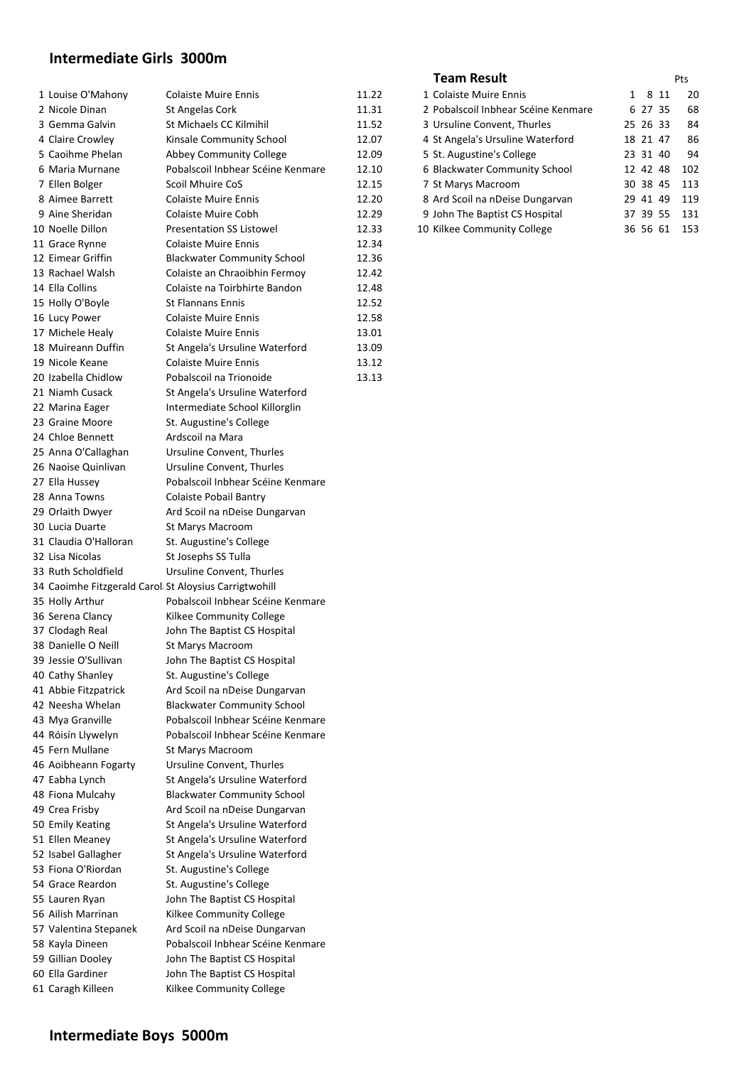## Intermediate Girls 3000m

| Pos | Name | School | Time |
|---|---|---|---|
| 1 | Louise O'Mahony | Colaiste Muire Ennis | 11.22 |
| 2 | Nicole Dinan | St Angelas Cork | 11.31 |
| 3 | Gemma Galvin | St Michaels CC Kilmihil | 11.52 |
| 4 | Claire Crowley | Kinsale Community School | 12.07 |
| 5 | Caoihme Phelan | Abbey Community College | 12.09 |
| 6 | Maria Murnane | Pobalscoil Inbhear Scéine Kenmare | 12.10 |
| 7 | Ellen Bolger | Scoil Mhuire CoS | 12.15 |
| 8 | Aimee Barrett | Colaiste Muire Ennis | 12.20 |
| 9 | Aine Sheridan | Colaiste Muire Cobh | 12.29 |
| 10 | Noelle Dillon | Presentation SS Listowel | 12.33 |
| 11 | Grace Rynne | Colaiste Muire Ennis | 12.34 |
| 12 | Eimear Griffin | Blackwater Community School | 12.36 |
| 13 | Rachael Walsh | Colaiste an Chraoibhin Fermoy | 12.42 |
| 14 | Ella Collins | Colaiste na Toirbhirte Bandon | 12.48 |
| 15 | Holly O'Boyle | St Flannans Ennis | 12.52 |
| 16 | Lucy Power | Colaiste Muire Ennis | 12.58 |
| 17 | Michele Healy | Colaiste Muire Ennis | 13.01 |
| 18 | Muireann Duffin | St Angela's Ursuline Waterford | 13.09 |
| 19 | Nicole Keane | Colaiste Muire Ennis | 13.12 |
| 20 | Izabella Chidlow | Pobalscoil na Trionoide | 13.13 |
| 21 | Niamh Cusack | St Angela's Ursuline Waterford | |
| 22 | Marina Eager | Intermediate School Killorglin | |
| 23 | Graine Moore | St. Augustine's College | |
| 24 | Chloe Bennett | Ardscoil na Mara | |
| 25 | Anna O'Callaghan | Ursuline Convent, Thurles | |
| 26 | Naoise Quinlivan | Ursuline Convent, Thurles | |
| 27 | Ella Hussey | Pobalscoil Inbhear Scéine Kenmare | |
| 28 | Anna Towns | Colaiste Pobail Bantry | |
| 29 | Orlaith Dwyer | Ard Scoil na nDeise Dungarvan | |
| 30 | Lucia Duarte | St Marys Macroom | |
| 31 | Claudia O'Halloran | St. Augustine's College | |
| 32 | Lisa Nicolas | St Josephs SS Tulla | |
| 33 | Ruth Scholdfield | Ursuline Convent, Thurles | |
| 34 | Caoimhe Fitzgerald Carol | St Aloysius Carrigtwohill | |
| 35 | Holly Arthur | Pobalscoil Inbhear Scéine Kenmare | |
| 36 | Serena Clancy | Kilkee Community College | |
| 37 | Clodagh Real | John The Baptist CS Hospital | |
| 38 | Danielle O Neill | St Marys Macroom | |
| 39 | Jessie O'Sullivan | John The Baptist CS Hospital | |
| 40 | Cathy Shanley | St. Augustine's College | |
| 41 | Abbie Fitzpatrick | Ard Scoil na nDeise Dungarvan | |
| 42 | Neesha Whelan | Blackwater Community School | |
| 43 | Mya Granville | Pobalscoil Inbhear Scéine Kenmare | |
| 44 | Róisín Llywelyn | Pobalscoil Inbhear Scéine Kenmare | |
| 45 | Fern Mullane | St Marys Macroom | |
| 46 | Aoibheann Fogarty | Ursuline Convent, Thurles | |
| 47 | Eabha Lynch | St Angela's Ursuline Waterford | |
| 48 | Fiona Mulcahy | Blackwater Community School | |
| 49 | Crea Frisby | Ard Scoil na nDeise Dungarvan | |
| 50 | Emily Keating | St Angela's Ursuline Waterford | |
| 51 | Ellen Meaney | St Angela's Ursuline Waterford | |
| 52 | Isabel Gallagher | St Angela's Ursuline Waterford | |
| 53 | Fiona O'Riordan | St. Augustine's College | |
| 54 | Grace Reardon | St. Augustine's College | |
| 55 | Lauren Ryan | John The Baptist CS Hospital | |
| 56 | Ailish Marrinan | Kilkee Community College | |
| 57 | Valentina Stepanek | Ard Scoil na nDeise Dungarvan | |
| 58 | Kayla Dineen | Pobalscoil Inbhear Scéine Kenmare | |
| 59 | Gillian Dooley | John The Baptist CS Hospital | |
| 60 | Ella Gardiner | John The Baptist CS Hospital | |
| 61 | Caragh Killeen | Kilkee Community College | |

### Team Result

| Pos | School | | | | Pts |
|---|---|---|---|---|---|
| 1 | Colaiste Muire Ennis | 1 | 8 | 11 | 20 |
| 2 | Pobalscoil Inbhear Scéine Kenmare | 6 | 27 | 35 | 68 |
| 3 | Ursuline Convent, Thurles | 25 | 26 | 33 | 84 |
| 4 | St Angela's Ursuline Waterford | 18 | 21 | 47 | 86 |
| 5 | St. Augustine's College | 23 | 31 | 40 | 94 |
| 6 | Blackwater Community School | 12 | 42 | 48 | 102 |
| 7 | St Marys Macroom | 30 | 38 | 45 | 113 |
| 8 | Ard Scoil na nDeise Dungarvan | 29 | 41 | 49 | 119 |
| 9 | John The Baptist CS Hospital | 37 | 39 | 55 | 131 |
| 10 | Kilkee Community College | 36 | 56 | 61 | 153 |

## Intermediate Boys 5000m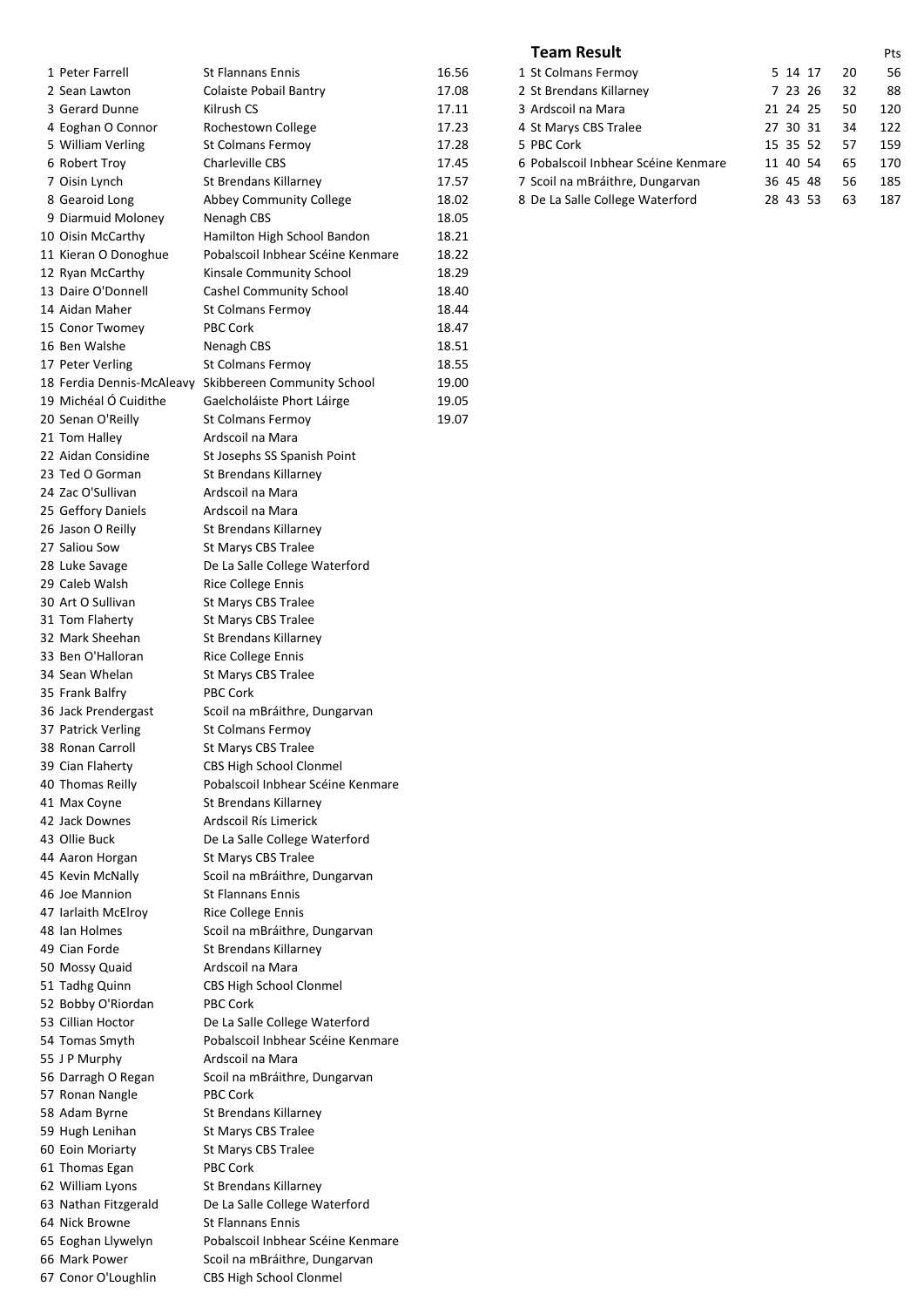| | | | |
|---|---|---|---|
| 1 | Peter Farrell | St Flannans Ennis | 16.56 |
| 2 | Sean Lawton | Colaiste Pobail Bantry | 17.08 |
| 3 | Gerard Dunne | Kilrush CS | 17.11 |
| 4 | Eoghan O Connor | Rochestown College | 17.23 |
| 5 | William Verling | St Colmans Fermoy | 17.28 |
| 6 | Robert Troy | Charleville CBS | 17.45 |
| 7 | Oisin Lynch | St Brendans Killarney | 17.57 |
| 8 | Gearoid Long | Abbey Community College | 18.02 |
| 9 | Diarmuid Moloney | Nenagh CBS | 18.05 |
| 10 | Oisin McCarthy | Hamilton High School Bandon | 18.21 |
| 11 | Kieran O Donoghue | Pobalscoil Inbhear Scéine Kenmare | 18.22 |
| 12 | Ryan McCarthy | Kinsale Community School | 18.29 |
| 13 | Daire O'Donnell | Cashel Community School | 18.40 |
| 14 | Aidan Maher | St Colmans Fermoy | 18.44 |
| 15 | Conor Twomey | PBC Cork | 18.47 |
| 16 | Ben Walshe | Nenagh CBS | 18.51 |
| 17 | Peter Verling | St Colmans Fermoy | 18.55 |
| 18 | Ferdia Dennis-McAleavy | Skibbereen Community School | 19.00 |
| 19 | Michéal Ó Cuidithe | Gaelcholáiste Phort Láirge | 19.05 |
| 20 | Senan O'Reilly | St Colmans Fermoy | 19.07 |
| 21 | Tom Halley | Ardscoil na Mara | |
| 22 | Aidan Considine | St Josephs SS Spanish Point | |
| 23 | Ted O Gorman | St Brendans Killarney | |
| 24 | Zac O'Sullivan | Ardscoil na Mara | |
| 25 | Geffory Daniels | Ardscoil na Mara | |
| 26 | Jason O Reilly | St Brendans Killarney | |
| 27 | Saliou Sow | St Marys CBS Tralee | |
| 28 | Luke Savage | De La Salle College Waterford | |
| 29 | Caleb Walsh | Rice College Ennis | |
| 30 | Art O Sullivan | St Marys CBS Tralee | |
| 31 | Tom Flaherty | St Marys CBS Tralee | |
| 32 | Mark Sheehan | St Brendans Killarney | |
| 33 | Ben O'Halloran | Rice College Ennis | |
| 34 | Sean Whelan | St Marys CBS Tralee | |
| 35 | Frank Balfry | PBC Cork | |
| 36 | Jack Prendergast | Scoil na mBráithre, Dungarvan | |
| 37 | Patrick Verling | St Colmans Fermoy | |
| 38 | Ronan Carroll | St Marys CBS Tralee | |
| 39 | Cian Flaherty | CBS High School Clonmel | |
| 40 | Thomas Reilly | Pobalscoil Inbhear Scéine Kenmare | |
| 41 | Max Coyne | St Brendans Killarney | |
| 42 | Jack Downes | Ardscoil Rís Limerick | |
| 43 | Ollie Buck | De La Salle College Waterford | |
| 44 | Aaron Horgan | St Marys CBS Tralee | |
| 45 | Kevin McNally | Scoil na mBráithre, Dungarvan | |
| 46 | Joe Mannion | St Flannans Ennis | |
| 47 | Iarlaith McElroy | Rice College Ennis | |
| 48 | Ian Holmes | Scoil na mBráithre, Dungarvan | |
| 49 | Cian Forde | St Brendans Killarney | |
| 50 | Mossy Quaid | Ardscoil na Mara | |
| 51 | Tadhg Quinn | CBS High School Clonmel | |
| 52 | Bobby O'Riordan | PBC Cork | |
| 53 | Cillian Hoctor | De La Salle College Waterford | |
| 54 | Tomas Smyth | Pobalscoil Inbhear Scéine Kenmare | |
| 55 | J P Murphy | Ardscoil na Mara | |
| 56 | Darragh O Regan | Scoil na mBráithre, Dungarvan | |
| 57 | Ronan Nangle | PBC Cork | |
| 58 | Adam Byrne | St Brendans Killarney | |
| 59 | Hugh Lenihan | St Marys CBS Tralee | |
| 60 | Eoin Moriarty | St Marys CBS Tralee | |
| 61 | Thomas Egan | PBC Cork | |
| 62 | William Lyons | St Brendans Killarney | |
| 63 | Nathan Fitzgerald | De La Salle College Waterford | |
| 64 | Nick Browne | St Flannans Ennis | |
| 65 | Eoghan Llywelyn | Pobalscoil Inbhear Scéine Kenmare | |
| 66 | Mark Power | Scoil na mBráithre, Dungarvan | |
| 67 | Conor O'Loughlin | CBS High School Clonmel | |

## Team Result

| | | | | | | Pts |
|---|---|---|---|---|---|---|
| 1 | St Colmans Fermoy | 5 | 14 | 17 | 20 | 56 |
| 2 | St Brendans Killarney | 7 | 23 | 26 | 32 | 88 |
| 3 | Ardscoil na Mara | 21 | 24 | 25 | 50 | 120 |
| 4 | St Marys CBS Tralee | 27 | 30 | 31 | 34 | 122 |
| 5 | PBC Cork | 15 | 35 | 52 | 57 | 159 |
| 6 | Pobalscoil Inbhear Scéine Kenmare | 11 | 40 | 54 | 65 | 170 |
| 7 | Scoil na mBráithre, Dungarvan | 36 | 45 | 48 | 56 | 185 |
| 8 | De La Salle College Waterford | 28 | 43 | 53 | 63 | 187 |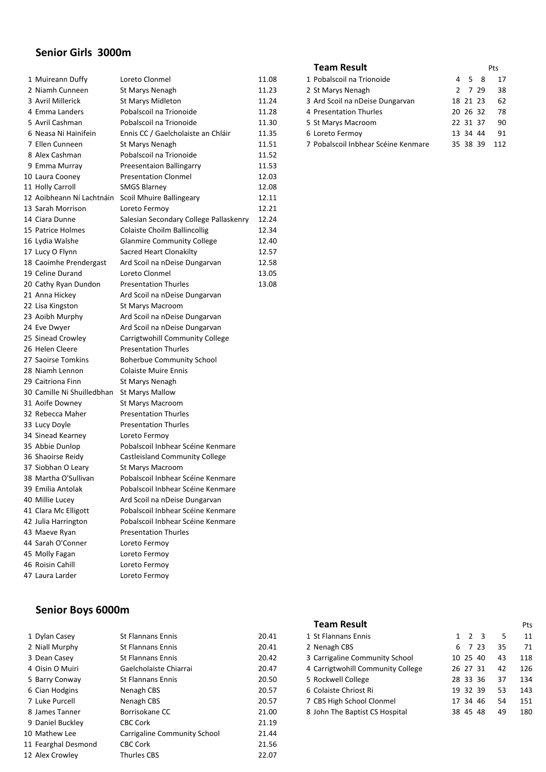## Senior Girls 3000m

| Pos | Name | School | Time |
|---|---|---|---|
| 1 | Muireann Duffy | Loreto Clonmel | 11.08 |
| 2 | Niamh Cunneen | St Marys Nenagh | 11.23 |
| 3 | Avril Millerick | St Marys Midleton | 11.24 |
| 4 | Emma Landers | Pobalscoil na Trionoide | 11.28 |
| 5 | Avril Cashman | Pobalscoil na Trionoide | 11.30 |
| 6 | Neasa Ni Hainifein | Ennis CC / Gaelcholaiste an Chláir | 11.35 |
| 7 | Ellen Cunneen | St Marys Nenagh | 11.51 |
| 8 | Alex Cashman | Pobalscoil na Trionoide | 11.52 |
| 9 | Emma Murray | Preesentaion Ballingarry | 11.53 |
| 10 | Laura Cooney | Presentation Clonmel | 12.03 |
| 11 | Holly Carroll | SMGS Blarney | 12.08 |
| 12 | Aoibheann Ní Lachtnáin | Scoil Mhuire Ballingeary | 12.11 |
| 13 | Sarah Morrison | Loreto Fermoy | 12.21 |
| 14 | Ciara Dunne | Salesian Secondary College Pallaskenry | 12.24 |
| 15 | Patrice Holmes | Colaiste Choilm Ballincollig | 12.34 |
| 16 | Lydia Walshe | Glanmire Community College | 12.40 |
| 17 | Lucy O Flynn | Sacred Heart Clonakilty | 12.57 |
| 18 | Caoimhe Prendergast | Ard Scoil na nDeise Dungarvan | 12.58 |
| 19 | Celine Durand | Loreto Clonmel | 13.05 |
| 20 | Cathy Ryan Dundon | Presentation Thurles | 13.08 |
| 21 | Anna Hickey | Ard Scoil na nDeise Dungarvan | |
| 22 | Lisa Kingston | St Marys Macroom | |
| 23 | Aoibh Murphy | Ard Scoil na nDeise Dungarvan | |
| 24 | Eve Dwyer | Ard Scoil na nDeise Dungarvan | |
| 25 | Sinead Crowley | Carrigtwohill Community College | |
| 26 | Helen Cleere | Presentation Thurles | |
| 27 | Saoirse Tomkins | Boherbue Community School | |
| 28 | Niamh Lennon | Colaiste Muire Ennis | |
| 29 | Caitriona Finn | St Marys Nenagh | |
| 30 | Camille Ni Shuilledbhan | St Marys Mallow | |
| 31 | Aoife Downey | St Marys Macroom | |
| 32 | Rebecca Maher | Presentation Thurles | |
| 33 | Lucy Doyle | Presentation Thurles | |
| 34 | Sinead Kearney | Loreto Fermoy | |
| 35 | Abbie Dunlop | Pobalscoil Inbhear Scéine Kenmare | |
| 36 | Shaoirse Reidy | Castleisland Community College | |
| 37 | Siobhan O Leary | St Marys Macroom | |
| 38 | Martha O'Sullivan | Pobalscoil Inbhear Scéine Kenmare | |
| 39 | Emilia Antolak | Pobalscoil Inbhear Scéine Kenmare | |
| 40 | Millie Lucey | Ard Scoil na nDeise Dungarvan | |
| 41 | Clara Mc Elligott | Pobalscoil Inbhear Scéine Kenmare | |
| 42 | Julia Harrington | Pobalscoil Inbhear Scéine Kenmare | |
| 43 | Maeve Ryan | Presentation Thurles | |
| 44 | Sarah O'Conner | Loreto Fermoy | |
| 45 | Molly Fagan | Loreto Fermoy | |
| 46 | Roisin Cahill | Loreto Fermoy | |
| 47 | Laura Larder | Loreto Fermoy | |

### Team Result

| Pos | School | | | | Pts |
|---|---|---|---|---|---|
| 1 | Pobalscoil na Trionoide | 4 | 5 | 8 | 17 |
| 2 | St Marys Nenagh | 2 | 7 | 29 | 38 |
| 3 | Ard Scoil na nDeise Dungarvan | 18 | 21 | 23 | 62 |
| 4 | Presentation Thurles | 20 | 26 | 32 | 78 |
| 5 | St Marys Macroom | 22 | 31 | 37 | 90 |
| 6 | Loreto Fermoy | 13 | 34 | 44 | 91 |
| 7 | Pobalscoil Inbhear Scéine Kenmare | 35 | 38 | 39 | 112 |

## Senior Boys 6000m

| Pos | Name | School | Time |
|---|---|---|---|
| 1 | Dylan Casey | St Flannans Ennis | 20.41 |
| 2 | Niall Murphy | St Flannans Ennis | 20.41 |
| 3 | Dean Casey | St Flannans Ennis | 20.42 |
| 4 | Oisin O Muiri | Gaelcholaiste Chiarrai | 20.47 |
| 5 | Barry Conway | St Flannans Ennis | 20.50 |
| 6 | Cian Hodgins | Nenagh CBS | 20.57 |
| 7 | Luke Purcell | Nenagh CBS | 20.57 |
| 8 | James Tanner | Borrisokane CC | 21.00 |
| 9 | Daniel Buckley | CBC Cork | 21.19 |
| 10 | Mathew Lee | Carrigaline Community School | 21.44 |
| 11 | Fearghal Desmond | CBC Cork | 21.56 |
| 12 | Alex Crowley | Thurles CBS | 22.07 |

### Team Result

| Pos | School | | | | | Pts |
|---|---|---|---|---|---|---|
| 1 | St Flannans Ennis | 1 | 2 | 3 | 5 | 11 |
| 2 | Nenagh CBS | 6 | 7 | 23 | 35 | 71 |
| 3 | Carrigaline Community School | 10 | 25 | 40 | 43 | 118 |
| 4 | Carrigtwohill Community College | 26 | 27 | 31 | 42 | 126 |
| 5 | Rockwell College | 28 | 33 | 36 | 37 | 134 |
| 6 | Colaiste Chriost Ri | 19 | 32 | 39 | 53 | 143 |
| 7 | CBS High School Clonmel | 17 | 34 | 46 | 54 | 151 |
| 8 | John The Baptist CS Hospital | 38 | 45 | 48 | 49 | 180 |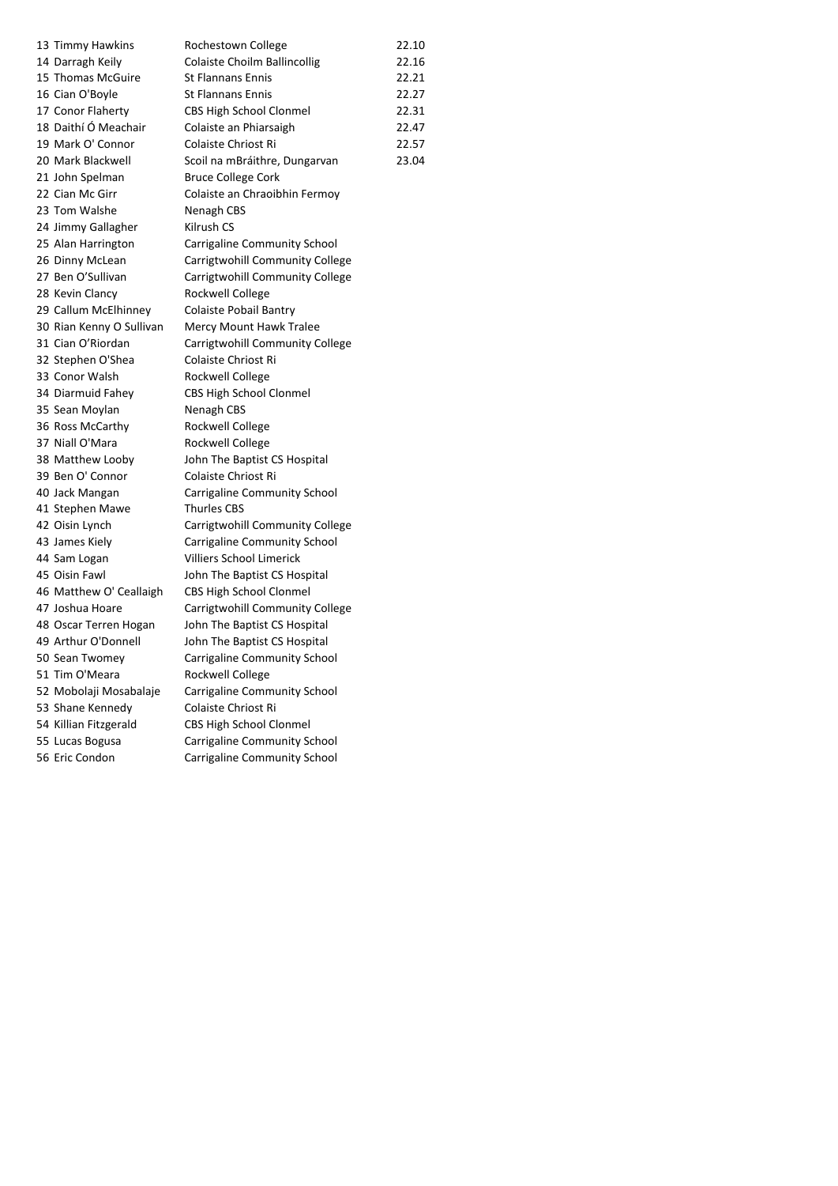| | | | |
|---|---|---|---|
| 13 | Timmy Hawkins | Rochestown College | 22.10 |
| 14 | Darragh Keily | Colaiste Choilm Ballincollig | 22.16 |
| 15 | Thomas McGuire | St Flannans Ennis | 22.21 |
| 16 | Cian O'Boyle | St Flannans Ennis | 22.27 |
| 17 | Conor Flaherty | CBS High School Clonmel | 22.31 |
| 18 | Daithí Ó Meachair | Colaiste an Phiarsaigh | 22.47 |
| 19 | Mark O' Connor | Colaiste Chriost Ri | 22.57 |
| 20 | Mark Blackwell | Scoil na mBráithre, Dungarvan | 23.04 |
| 21 | John Spelman | Bruce College Cork | |
| 22 | Cian Mc Girr | Colaiste an Chraoibhin Fermoy | |
| 23 | Tom Walshe | Nenagh CBS | |
| 24 | Jimmy Gallagher | Kilrush CS | |
| 25 | Alan Harrington | Carrigaline Community School | |
| 26 | Dinny McLean | Carrigtwohill Community College | |
| 27 | Ben O'Sullivan | Carrigtwohill Community College | |
| 28 | Kevin Clancy | Rockwell College | |
| 29 | Callum McElhinney | Colaiste Pobail Bantry | |
| 30 | Rian Kenny O Sullivan | Mercy Mount Hawk Tralee | |
| 31 | Cian O'Riordan | Carrigtwohill Community College | |
| 32 | Stephen O'Shea | Colaiste Chriost Ri | |
| 33 | Conor Walsh | Rockwell College | |
| 34 | Diarmuid Fahey | CBS High School Clonmel | |
| 35 | Sean Moylan | Nenagh CBS | |
| 36 | Ross McCarthy | Rockwell College | |
| 37 | Niall O'Mara | Rockwell College | |
| 38 | Matthew Looby | John The Baptist CS Hospital | |
| 39 | Ben O' Connor | Colaiste Chriost Ri | |
| 40 | Jack Mangan | Carrigaline Community School | |
| 41 | Stephen Mawe | Thurles CBS | |
| 42 | Oisin Lynch | Carrigtwohill Community College | |
| 43 | James Kiely | Carrigaline Community School | |
| 44 | Sam Logan | Villiers School Limerick | |
| 45 | Oisin Fawl | John The Baptist CS Hospital | |
| 46 | Matthew O' Ceallaigh | CBS High School Clonmel | |
| 47 | Joshua Hoare | Carrigtwohill Community College | |
| 48 | Oscar Terren Hogan | John The Baptist CS Hospital | |
| 49 | Arthur O'Donnell | John The Baptist CS Hospital | |
| 50 | Sean Twomey | Carrigaline Community School | |
| 51 | Tim O'Meara | Rockwell College | |
| 52 | Mobolaji Mosabalaje | Carrigaline Community School | |
| 53 | Shane Kennedy | Colaiste Chriost Ri | |
| 54 | Killian Fitzgerald | CBS High School Clonmel | |
| 55 | Lucas Bogusa | Carrigaline Community School | |
| 56 | Eric Condon | Carrigaline Community School | |